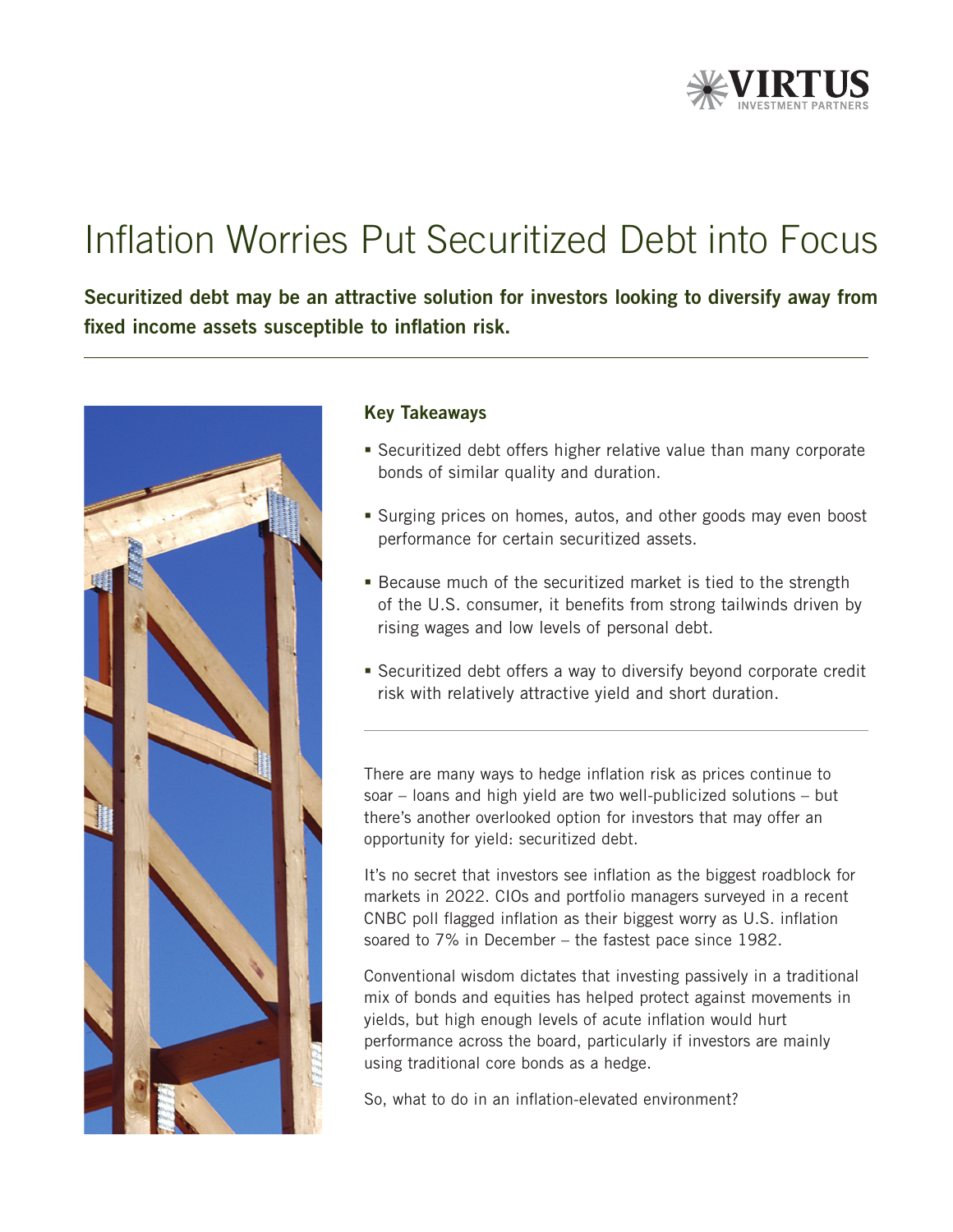# Inflation Worries Put Securitized Debt into Focus

**Securitized debt may be an attractive solution for investors looking to diversify away from fixed income assets susceptible to inflation risk.**

---

### Key Takeaways

- Securitized debt offers higher relative value than many corporate bonds of similar quality and duration.
- Surging prices on homes, autos, and other goods may even boost performance for certain securitized assets.
- Because much of the securitized market is tied to the strength of the U.S. consumer, it benefits from strong tailwinds driven by rising wages and low levels of personal debt.
- Securitized debt offers a way to diversify beyond corporate credit risk with relatively attractive yield and short duration.

---

There are many ways to hedge inflation risk as prices continue to soar – loans and high yield are two well-publicized solutions – but there's another overlooked option for investors that may offer an opportunity for yield: securitized debt.

It's no secret that investors see inflation as the biggest roadblock for markets in 2022. CIOs and portfolio managers surveyed in a recent CNBC poll flagged inflation as their biggest worry as U.S. inflation soared to 7% in December – the fastest pace since 1982.

Conventional wisdom dictates that investing passively in a traditional mix of bonds and equities has helped protect against movements in yields, but high enough levels of acute inflation would hurt performance across the board, particularly if investors are mainly using traditional core bonds as a hedge.

So, what to do in an inflation-elevated environment?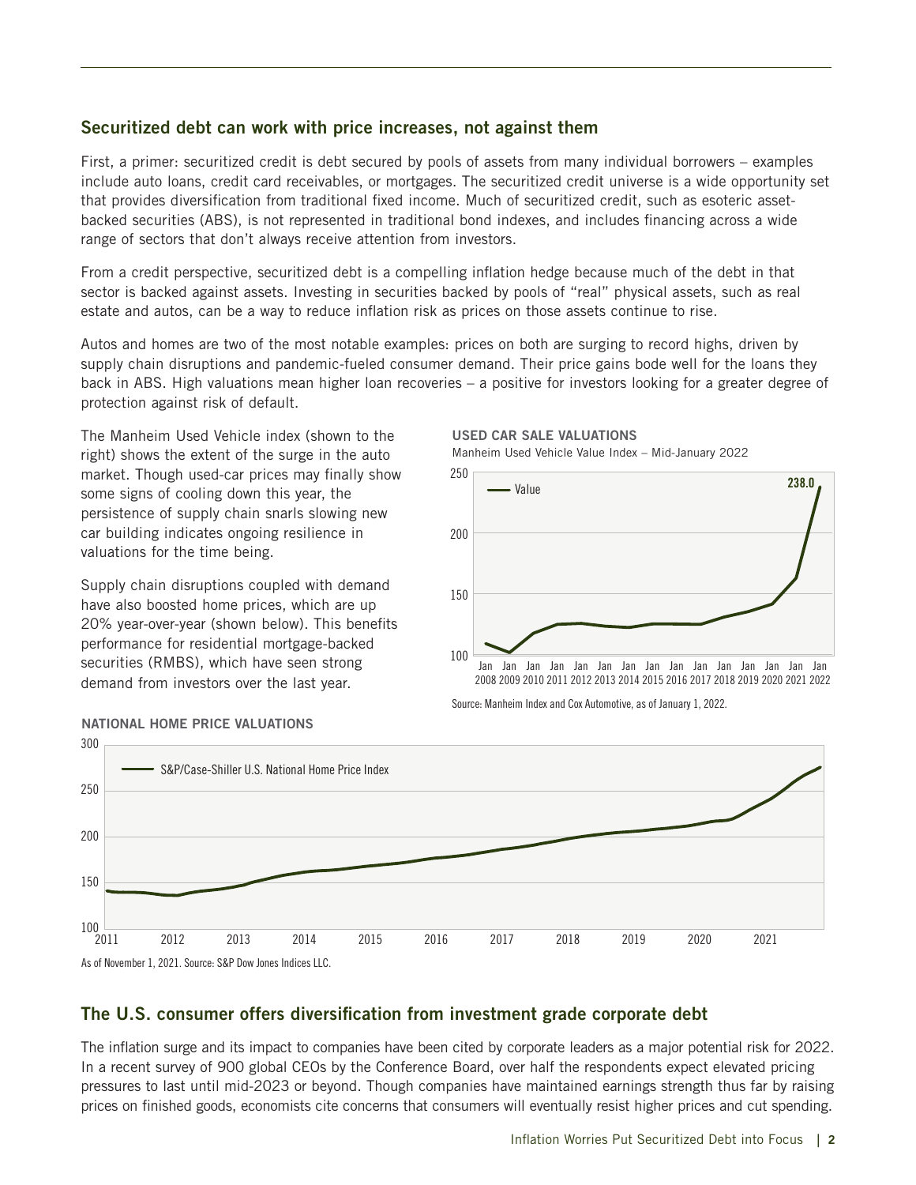## Securitized debt can work with price increases, not against them

First, a primer: securitized credit is debt secured by pools of assets from many individual borrowers – examples include auto loans, credit card receivables, or mortgages. The securitized credit universe is a wide opportunity set that provides diversification from traditional fixed income. Much of securitized credit, such as esoteric asset-backed securities (ABS), is not represented in traditional bond indexes, and includes financing across a wide range of sectors that don't always receive attention from investors.

From a credit perspective, securitized debt is a compelling inflation hedge because much of the debt in that sector is backed against assets. Investing in securities backed by pools of "real" physical assets, such as real estate and autos, can be a way to reduce inflation risk as prices on those assets continue to rise.

Autos and homes are two of the most notable examples: prices on both are surging to record highs, driven by supply chain disruptions and pandemic-fueled consumer demand. Their price gains bode well for the loans they back in ABS. High valuations mean higher loan recoveries – a positive for investors looking for a greater degree of protection against risk of default.

The Manheim Used Vehicle index (shown to the right) shows the extent of the surge in the auto market. Though used-car prices may finally show some signs of cooling down this year, the persistence of supply chain snarls slowing new car building indicates ongoing resilience in valuations for the time being.

Supply chain disruptions coupled with demand have also boosted home prices, which are up 20% year-over-year (shown below). This benefits performance for residential mortgage-backed securities (RMBS), which have seen strong demand from investors over the last year.

**USED CAR SALE VALUATIONS**

Manheim Used Vehicle Value Index – Mid-January 2022

Source: Manheim Index and Cox Automotive, as of January 1, 2022.

**NATIONAL HOME PRICE VALUATIONS**

As of November 1, 2021. Source: S&P Dow Jones Indices LLC.

## The U.S. consumer offers diversification from investment grade corporate debt

The inflation surge and its impact to companies have been cited by corporate leaders as a major potential risk for 2022. In a recent survey of 900 global CEOs by the Conference Board, over half the respondents expect elevated pricing pressures to last until mid-2023 or beyond. Though companies have maintained earnings strength thus far by raising prices on finished goods, economists cite concerns that consumers will eventually resist higher prices and cut spending.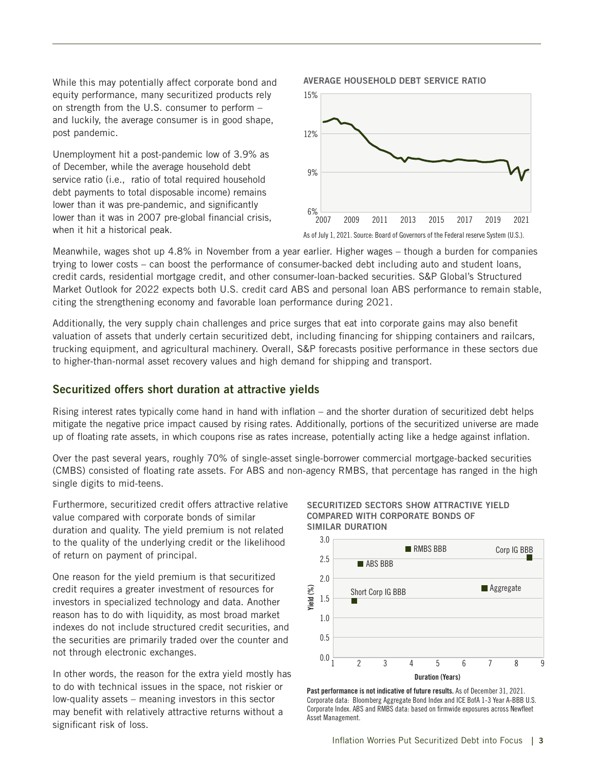While this may potentially affect corporate bond and equity performance, many securitized products rely on strength from the U.S. consumer to perform – and luckily, the average consumer is in good shape, post pandemic.

Unemployment hit a post-pandemic low of 3.9% as of December, while the average household debt service ratio (i.e., ratio of total required household debt payments to total disposable income) remains lower than it was pre-pandemic, and significantly lower than it was in 2007 pre-global financial crisis, when it hit a historical peak.

**AVERAGE HOUSEHOLD DEBT SERVICE RATIO**

As of July 1, 2021. Source: Board of Governors of the Federal reserve System (U.S.).

Meanwhile, wages shot up 4.8% in November from a year earlier. Higher wages – though a burden for companies trying to lower costs – can boost the performance of consumer-backed debt including auto and student loans, credit cards, residential mortgage credit, and other consumer-loan-backed securities. S&P Global's Structured Market Outlook for 2022 expects both U.S. credit card ABS and personal loan ABS performance to remain stable, citing the strengthening economy and favorable loan performance during 2021.

Additionally, the very supply chain challenges and price surges that eat into corporate gains may also benefit valuation of assets that underly certain securitized debt, including financing for shipping containers and railcars, trucking equipment, and agricultural machinery. Overall, S&P forecasts positive performance in these sectors due to higher-than-normal asset recovery values and high demand for shipping and transport.

## Securitized offers short duration at attractive yields

Rising interest rates typically come hand in hand with inflation – and the shorter duration of securitized debt helps mitigate the negative price impact caused by rising rates. Additionally, portions of the securitized universe are made up of floating rate assets, in which coupons rise as rates increase, potentially acting like a hedge against inflation.

Over the past several years, roughly 70% of single-asset single-borrower commercial mortgage-backed securities (CMBS) consisted of floating rate assets. For ABS and non-agency RMBS, that percentage has ranged in the high single digits to mid-teens.

Furthermore, securitized credit offers attractive relative value compared with corporate bonds of similar duration and quality. The yield premium is not related to the quality of the underlying credit or the likelihood of return on payment of principal.

One reason for the yield premium is that securitized credit requires a greater investment of resources for investors in specialized technology and data. Another reason has to do with liquidity, as most broad market indexes do not include structured credit securities, and the securities are primarily traded over the counter and not through electronic exchanges.

In other words, the reason for the extra yield mostly has to do with technical issues in the space, not riskier or low-quality assets – meaning investors in this sector may benefit with relatively attractive returns without a significant risk of loss.

**SECURITIZED SECTORS SHOW ATTRACTIVE YIELD COMPARED WITH CORPORATE BONDS OF SIMILAR DURATION**

**Past performance is not indicative of future results.** As of December 31, 2021. Corporate data: Bloomberg Aggregate Bond Index and ICE BofA 1-3 Year A-BBB U.S. Corporate Index. ABS and RMBS data: based on firmwide exposures across Newfleet Asset Management.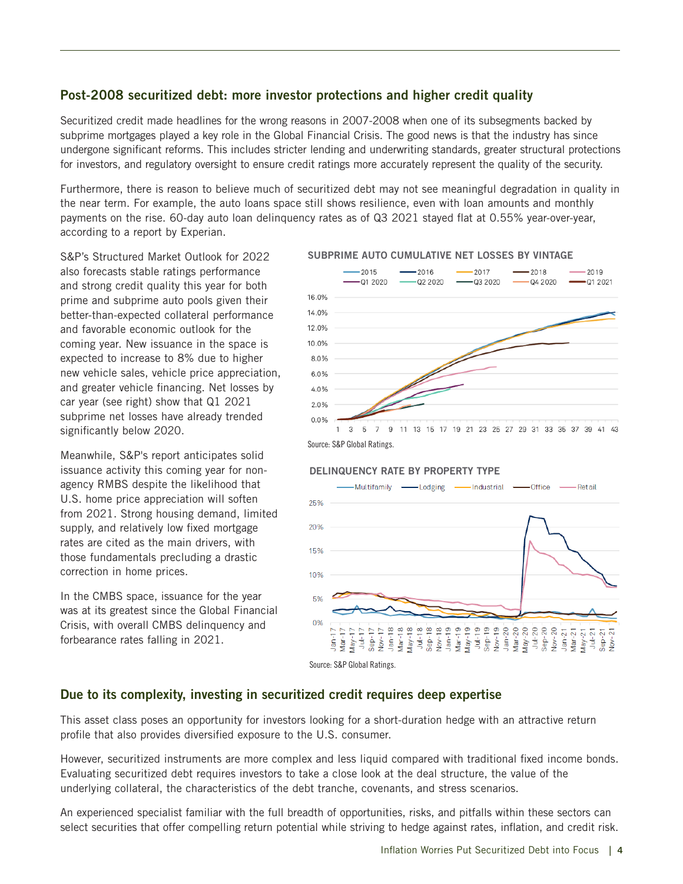## Post-2008 securitized debt: more investor protections and higher credit quality

Securitized credit made headlines for the wrong reasons in 2007-2008 when one of its subsegments backed by subprime mortgages played a key role in the Global Financial Crisis. The good news is that the industry has since undergone significant reforms. This includes stricter lending and underwriting standards, greater structural protections for investors, and regulatory oversight to ensure credit ratings more accurately represent the quality of the security.

Furthermore, there is reason to believe much of securitized debt may not see meaningful degradation in quality in the near term. For example, the auto loans space still shows resilience, even with loan amounts and monthly payments on the rise. 60-day auto loan delinquency rates as of Q3 2021 stayed flat at 0.55% year-over-year, according to a report by Experian.

S&P's Structured Market Outlook for 2022 also forecasts stable ratings performance and strong credit quality this year for both prime and subprime auto pools given their better-than-expected collateral performance and favorable economic outlook for the coming year. New issuance in the space is expected to increase to 8% due to higher new vehicle sales, vehicle price appreciation, and greater vehicle financing. Net losses by car year (see right) show that Q1 2021 subprime net losses have already trended significantly below 2020.

Meanwhile, S&P's report anticipates solid issuance activity this coming year for non-agency RMBS despite the likelihood that U.S. home price appreciation will soften from 2021. Strong housing demand, limited supply, and relatively low fixed mortgage rates are cited as the main drivers, with those fundamentals precluding a drastic correction in home prices.

In the CMBS space, issuance for the year was at its greatest since the Global Financial Crisis, with overall CMBS delinquency and forbearance rates falling in 2021.

**SUBPRIME AUTO CUMULATIVE NET LOSSES BY VINTAGE**

Source: S&P Global Ratings.

**DELINQUENCY RATE BY PROPERTY TYPE**

Source: S&P Global Ratings.

## Due to its complexity, investing in securitized credit requires deep expertise

This asset class poses an opportunity for investors looking for a short-duration hedge with an attractive return profile that also provides diversified exposure to the U.S. consumer.

However, securitized instruments are more complex and less liquid compared with traditional fixed income bonds. Evaluating securitized debt requires investors to take a close look at the deal structure, the value of the underlying collateral, the characteristics of the debt tranche, covenants, and stress scenarios.

An experienced specialist familiar with the full breadth of opportunities, risks, and pitfalls within these sectors can select securities that offer compelling return potential while striving to hedge against rates, inflation, and credit risk.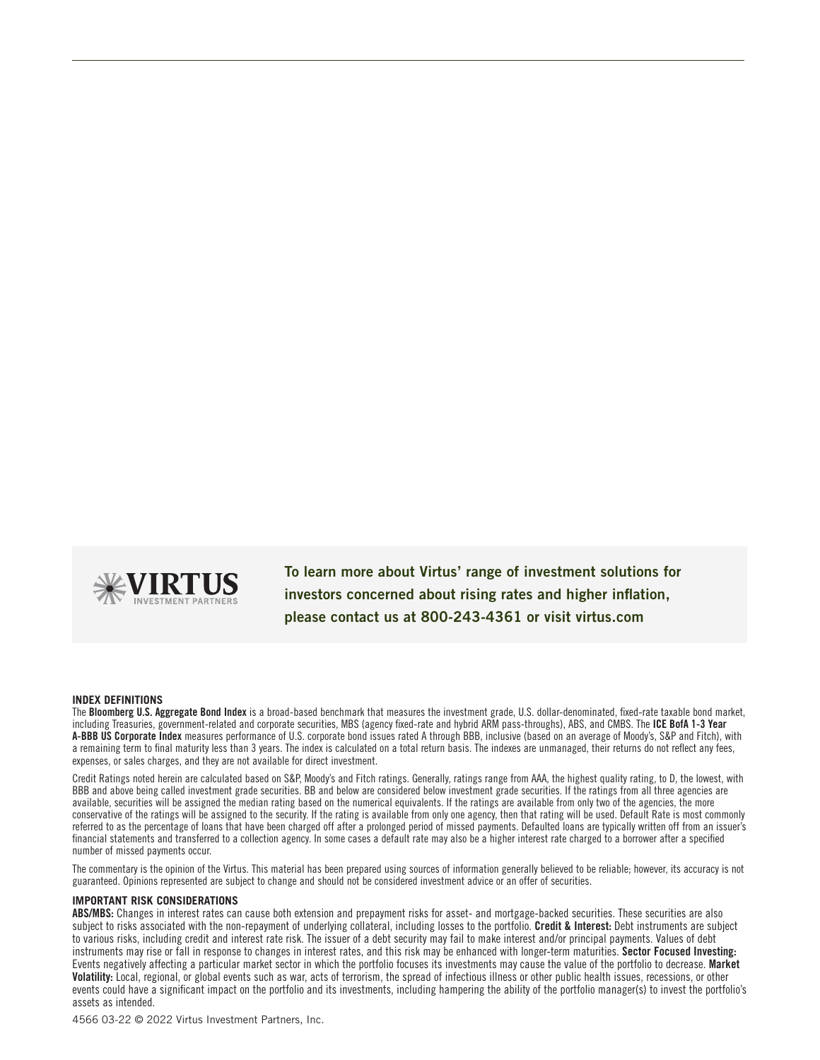VIRTUS
INVESTMENT PARTNERS

**To learn more about Virtus' range of investment solutions for investors concerned about rising rates and higher inflation, please contact us at 800-243-4361 or visit virtus.com**

**INDEX DEFINITIONS**

The **Bloomberg U.S. Aggregate Bond Index** is a broad-based benchmark that measures the investment grade, U.S. dollar-denominated, fixed-rate taxable bond market, including Treasuries, government-related and corporate securities, MBS (agency fixed-rate and hybrid ARM pass-throughs), ABS, and CMBS. The **ICE BofA 1-3 Year A-BBB US Corporate Index** measures performance of U.S. corporate bond issues rated A through BBB, inclusive (based on an average of Moody's, S&P and Fitch), with a remaining term to final maturity less than 3 years. The index is calculated on a total return basis. The indexes are unmanaged, their returns do not reflect any fees, expenses, or sales charges, and they are not available for direct investment.

Credit Ratings noted herein are calculated based on S&P, Moody's and Fitch ratings. Generally, ratings range from AAA, the highest quality rating, to D, the lowest, with BBB and above being called investment grade securities. BB and below are considered below investment grade securities. If the ratings from all three agencies are available, securities will be assigned the median rating based on the numerical equivalents. If the ratings are available from only two of the agencies, the more conservative of the ratings will be assigned to the security. If the rating is available from only one agency, then that rating will be used. Default Rate is most commonly referred to as the percentage of loans that have been charged off after a prolonged period of missed payments. Defaulted loans are typically written off from an issuer's financial statements and transferred to a collection agency. In some cases a default rate may also be a higher interest rate charged to a borrower after a specified number of missed payments occur.

The commentary is the opinion of the Virtus. This material has been prepared using sources of information generally believed to be reliable; however, its accuracy is not guaranteed. Opinions represented are subject to change and should not be considered investment advice or an offer of securities.

**IMPORTANT RISK CONSIDERATIONS**

**ABS/MBS:** Changes in interest rates can cause both extension and prepayment risks for asset- and mortgage-backed securities. These securities are also subject to risks associated with the non-repayment of underlying collateral, including losses to the portfolio. **Credit & Interest:** Debt instruments are subject to various risks, including credit and interest rate risk. The issuer of a debt security may fail to make interest and/or principal payments. Values of debt instruments may rise or fall in response to changes in interest rates, and this risk may be enhanced with longer-term maturities. **Sector Focused Investing:** Events negatively affecting a particular market sector in which the portfolio focuses its investments may cause the value of the portfolio to decrease. **Market Volatility:** Local, regional, or global events such as war, acts of terrorism, the spread of infectious illness or other public health issues, recessions, or other events could have a significant impact on the portfolio and its investments, including hampering the ability of the portfolio manager(s) to invest the portfolio's assets as intended.

4566 03-22 © 2022 Virtus Investment Partners, Inc.